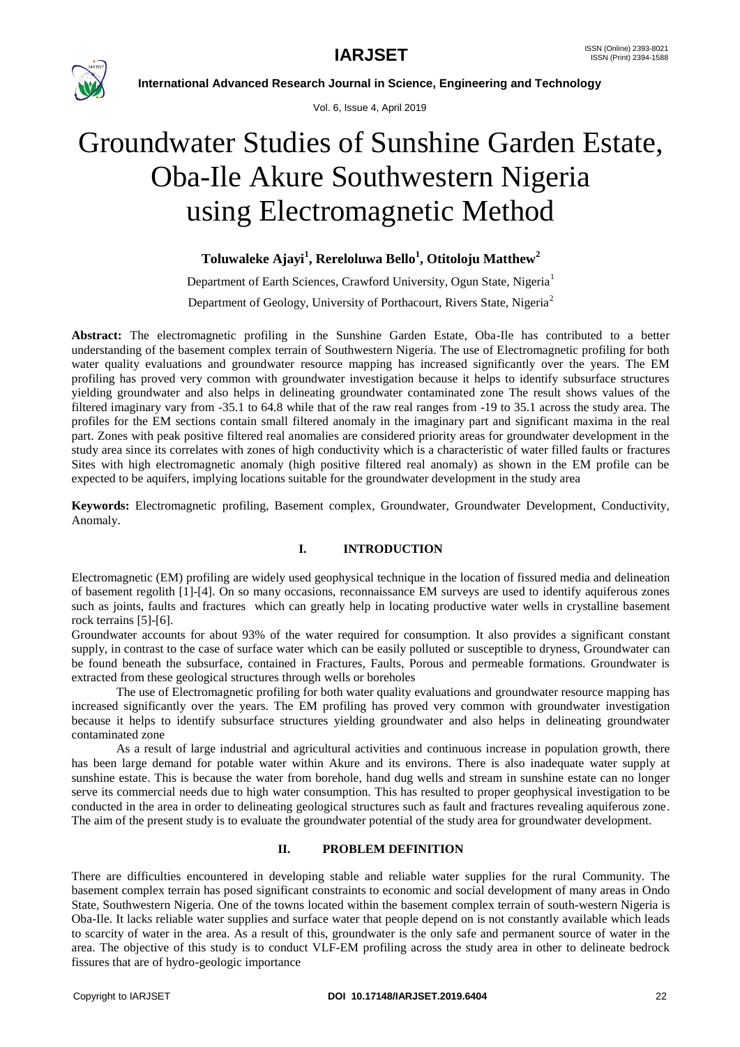# Groundwater Studies of Sunshine Garden Estate, Oba-Ile Akure Southwestern Nigeria using Electromagnetic Method

**Toluwaleke Ajayi[1], Rereloluwa Bello[1], Otitoloju Matthew[2]**

Department of Earth Sciences, Crawford University, Ogun State, Nigeria[1]

Department of Geology, University of Porthacourt, Rivers State, Nigeria[2]

**Abstract:** The electromagnetic profiling in the Sunshine Garden Estate, Oba-Ile has contributed to a better understanding of the basement complex terrain of Southwestern Nigeria. The use of Electromagnetic profiling for both water quality evaluations and groundwater resource mapping has increased significantly over the years. The EM profiling has proved very common with groundwater investigation because it helps to identify subsurface structures yielding groundwater and also helps in delineating groundwater contaminated zone The result shows values of the filtered imaginary vary from -35.1 to 64.8 while that of the raw real ranges from -19 to 35.1 across the study area. The profiles for the EM sections contain small filtered anomaly in the imaginary part and significant maxima in the real part. Zones with peak positive filtered real anomalies are considered priority areas for groundwater development in the study area since its correlates with zones of high conductivity which is a characteristic of water filled faults or fractures Sites with high electromagnetic anomaly (high positive filtered real anomaly) as shown in the EM profile can be expected to be aquifers, implying locations suitable for the groundwater development in the study area

**Keywords:** Electromagnetic profiling, Basement complex, Groundwater, Groundwater Development, Conductivity, Anomaly.

## I. INTRODUCTION

Electromagnetic (EM) profiling are widely used geophysical technique in the location of fissured media and delineation of basement regolith [1]-[4]. On so many occasions, reconnaissance EM surveys are used to identify aquiferous zones such as joints, faults and fractures which can greatly help in locating productive water wells in crystalline basement rock terrains [5]-[6].

Groundwater accounts for about 93% of the water required for consumption. It also provides a significant constant supply, in contrast to the case of surface water which can be easily polluted or susceptible to dryness, Groundwater can be found beneath the subsurface, contained in Fractures, Faults, Porous and permeable formations. Groundwater is extracted from these geological structures through wells or boreholes

The use of Electromagnetic profiling for both water quality evaluations and groundwater resource mapping has increased significantly over the years. The EM profiling has proved very common with groundwater investigation because it helps to identify subsurface structures yielding groundwater and also helps in delineating groundwater contaminated zone

As a result of large industrial and agricultural activities and continuous increase in population growth, there has been large demand for potable water within Akure and its environs. There is also inadequate water supply at sunshine estate. This is because the water from borehole, hand dug wells and stream in sunshine estate can no longer serve its commercial needs due to high water consumption. This has resulted to proper geophysical investigation to be conducted in the area in order to delineating geological structures such as fault and fractures revealing aquiferous zone. The aim of the present study is to evaluate the groundwater potential of the study area for groundwater development.

## II. PROBLEM DEFINITION

There are difficulties encountered in developing stable and reliable water supplies for the rural Community. The basement complex terrain has posed significant constraints to economic and social development of many areas in Ondo State, Southwestern Nigeria. One of the towns located within the basement complex terrain of south-western Nigeria is Oba-Ile. It lacks reliable water supplies and surface water that people depend on is not constantly available which leads to scarcity of water in the area. As a result of this, groundwater is the only safe and permanent source of water in the area. The objective of this study is to conduct VLF-EM profiling across the study area in other to delineate bedrock fissures that are of hydro-geologic importance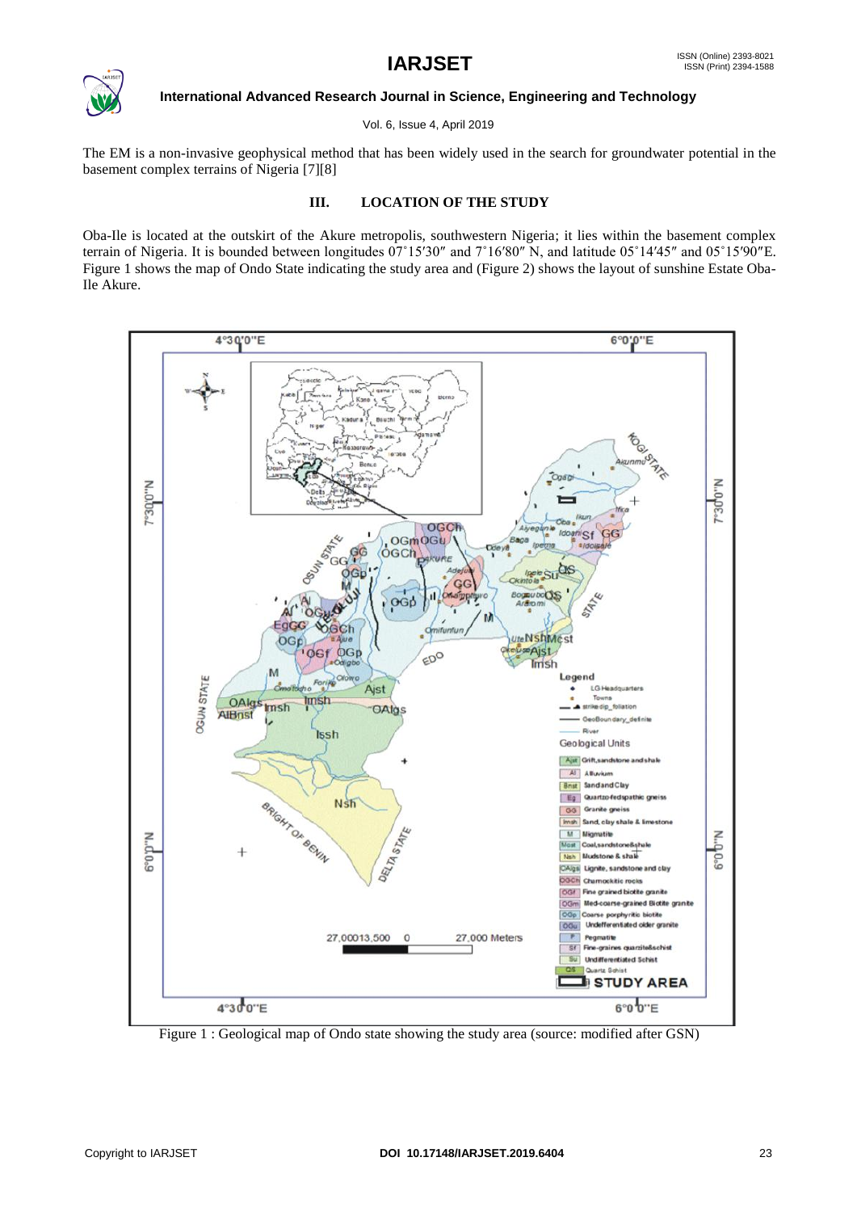The EM is a non-invasive geophysical method that has been widely used in the search for groundwater potential in the basement complex terrains of Nigeria [7][8]

## III. LOCATION OF THE STUDY

Oba-Ile is located at the outskirt of the Akure metropolis, southwestern Nigeria; it lies within the basement complex terrain of Nigeria. It is bounded between longitudes 07˚15′30″ and 7˚16′80″ N, and latitude 05˚14′45″ and 05˚15′90″E. Figure 1 shows the map of Ondo State indicating the study area and (Figure 2) shows the layout of sunshine Estate Oba-Ile Akure.

Figure 1 : Geological map of Ondo state showing the study area (source: modified after GSN)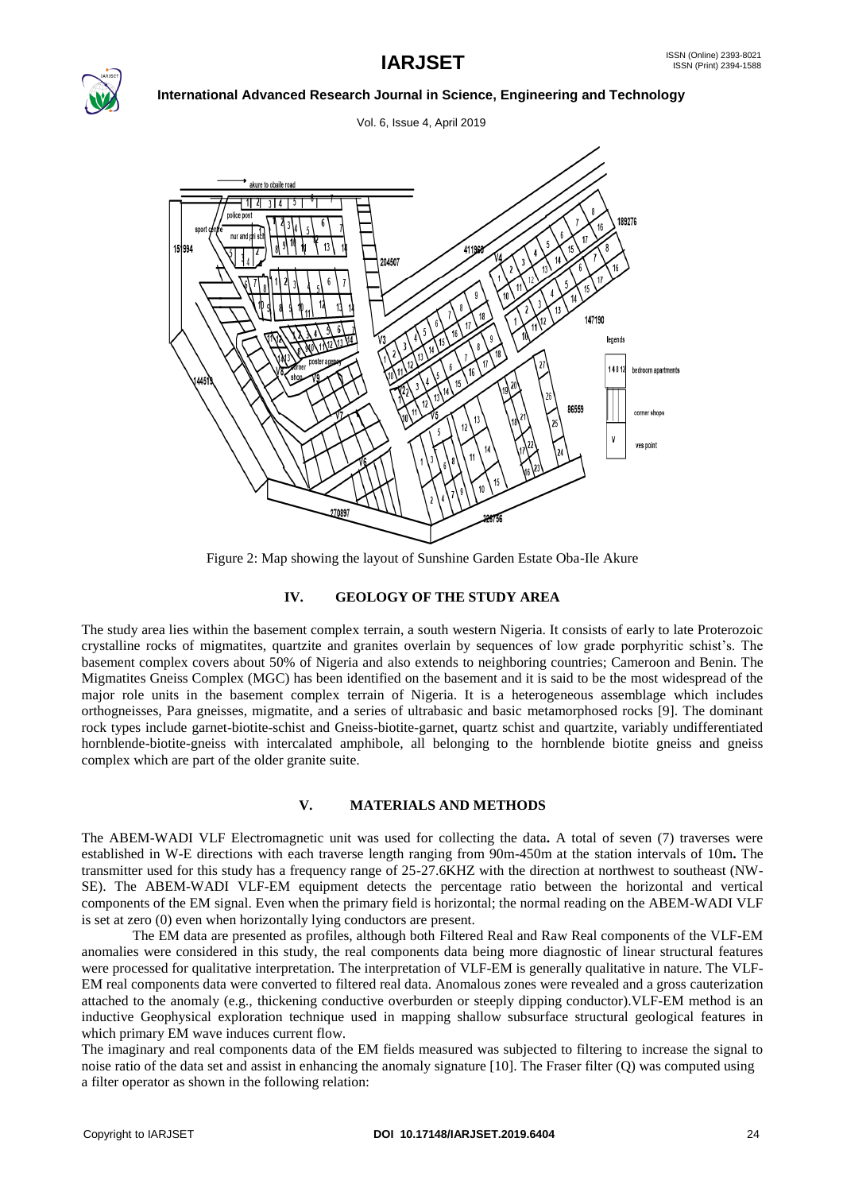Figure 2: Map showing the layout of Sunshine Garden Estate Oba-Ile Akure

## IV. GEOLOGY OF THE STUDY AREA

The study area lies within the basement complex terrain, a south western Nigeria. It consists of early to late Proterozoic crystalline rocks of migmatites, quartzite and granites overlain by sequences of low grade porphyritic schist's. The basement complex covers about 50% of Nigeria and also extends to neighboring countries; Cameroon and Benin. The Migmatites Gneiss Complex (MGC) has been identified on the basement and it is said to be the most widespread of the major role units in the basement complex terrain of Nigeria. It is a heterogeneous assemblage which includes orthogneisses, Para gneisses, migmatite, and a series of ultrabasic and basic metamorphosed rocks [9]. The dominant rock types include garnet-biotite-schist and Gneiss-biotite-garnet, quartz schist and quartzite, variably undifferentiated hornblende-biotite-gneiss with intercalated amphibole, all belonging to the hornblende biotite gneiss and gneiss complex which are part of the older granite suite.

## V. MATERIALS AND METHODS

The ABEM-WADI VLF Electromagnetic unit was used for collecting the data**.** A total of seven (7) traverses were established in W-E directions with each traverse length ranging from 90m-450m at the station intervals of 10m**.** The transmitter used for this study has a frequency range of 25-27.6KHZ with the direction at northwest to southeast (NW-SE). The ABEM-WADI VLF-EM equipment detects the percentage ratio between the horizontal and vertical components of the EM signal. Even when the primary field is horizontal; the normal reading on the ABEM-WADI VLF is set at zero (0) even when horizontally lying conductors are present.

The EM data are presented as profiles, although both Filtered Real and Raw Real components of the VLF-EM anomalies were considered in this study, the real components data being more diagnostic of linear structural features were processed for qualitative interpretation. The interpretation of VLF-EM is generally qualitative in nature. The VLF-EM real components data were converted to filtered real data. Anomalous zones were revealed and a gross cauterization attached to the anomaly (e.g., thickening conductive overburden or steeply dipping conductor).VLF-EM method is an inductive Geophysical exploration technique used in mapping shallow subsurface structural geological features in which primary EM wave induces current flow.

The imaginary and real components data of the EM fields measured was subjected to filtering to increase the signal to noise ratio of the data set and assist in enhancing the anomaly signature [10]. The Fraser filter (Q) was computed using a filter operator as shown in the following relation: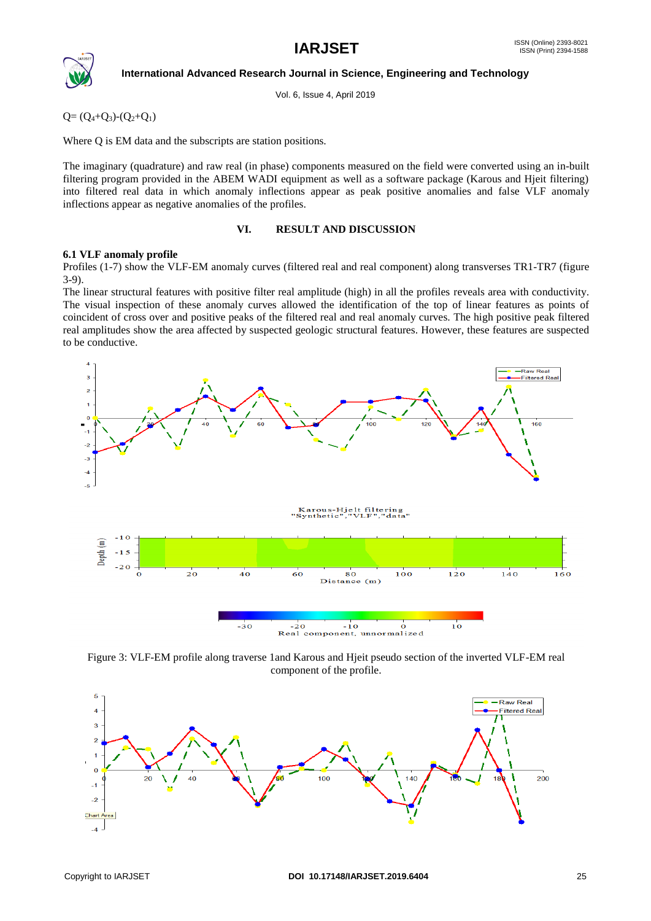$$Q= (Q_4+Q_3)-(Q_2+Q_1)$$

Where Q is EM data and the subscripts are station positions.

The imaginary (quadrature) and raw real (in phase) components measured on the field were converted using an in-built filtering program provided in the ABEM WADI equipment as well as a software package (Karous and Hjeit filtering) into filtered real data in which anomaly inflections appear as peak positive anomalies and false VLF anomaly inflections appear as negative anomalies of the profiles.

## VI. RESULT AND DISCUSSION

### 6.1 VLF anomaly profile

Profiles (1-7) show the VLF-EM anomaly curves (filtered real and real component) along transverses TR1-TR7 (figure 3-9).

The linear structural features with positive filter real amplitude (high) in all the profiles reveals area with conductivity. The visual inspection of these anomaly curves allowed the identification of the top of linear features as points of coincident of cross over and positive peaks of the filtered real and real anomaly curves. The high positive peak filtered real amplitudes show the area affected by suspected geologic structural features. However, these features are suspected to be conductive.

Figure 3: VLF-EM profile along traverse 1and Karous and Hjeit pseudo section of the inverted VLF-EM real component of the profile.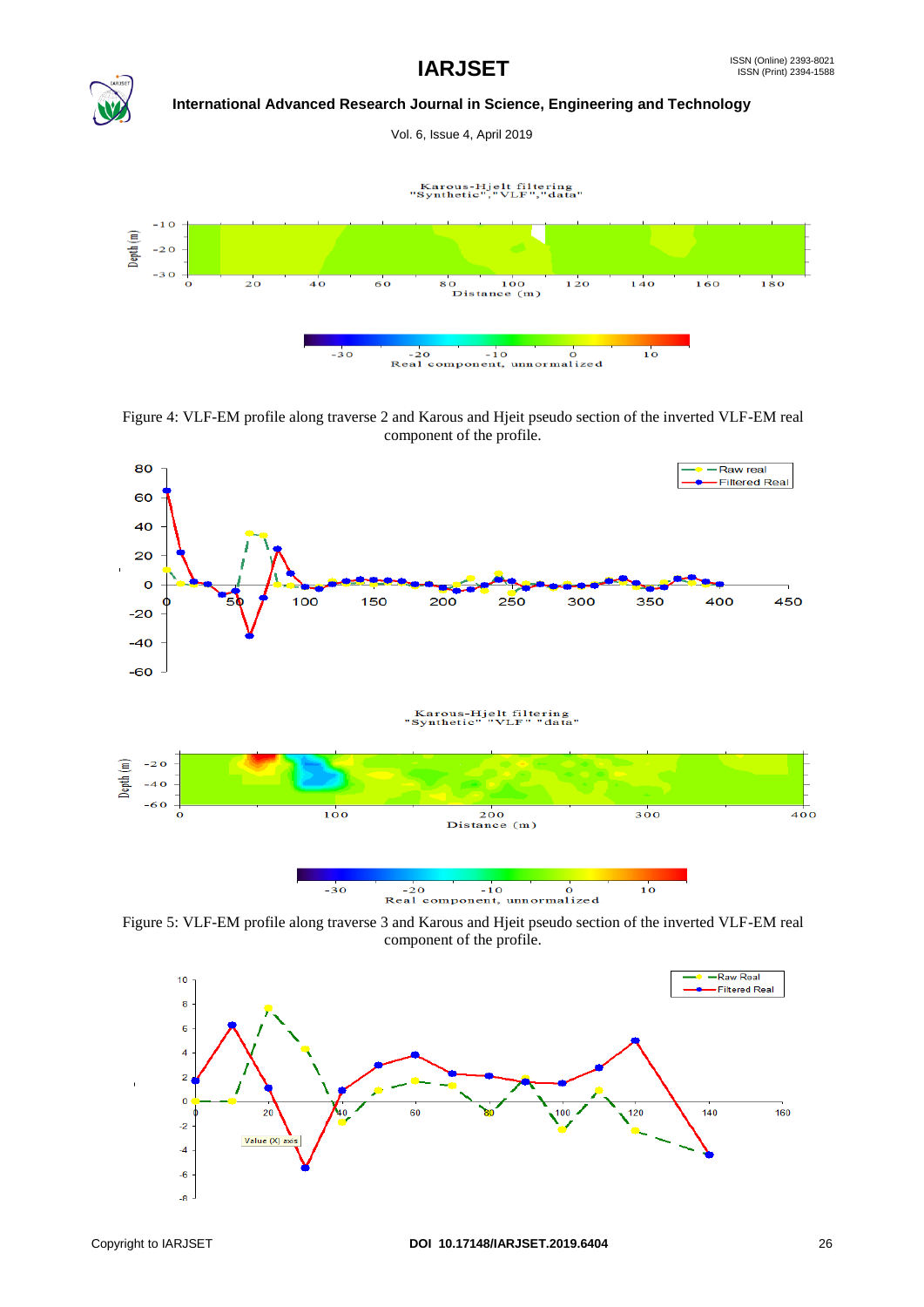Figure 4: VLF-EM profile along traverse 2 and Karous and Hjeit pseudo section of the inverted VLF-EM real component of the profile.

Figure 5: VLF-EM profile along traverse 3 and Karous and Hjeit pseudo section of the inverted VLF-EM real component of the profile.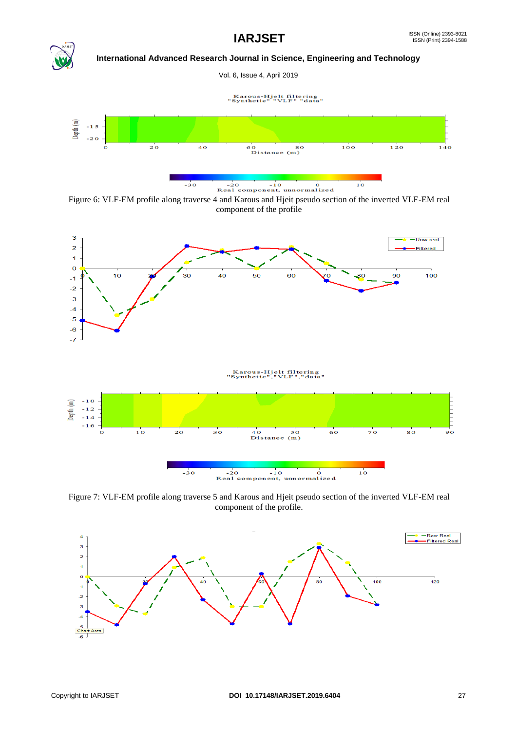Figure 6: VLF-EM profile along traverse 4 and Karous and Hjeit pseudo section of the inverted VLF-EM real component of the profile

Figure 7: VLF-EM profile along traverse 5 and Karous and Hjeit pseudo section of the inverted VLF-EM real component of the profile.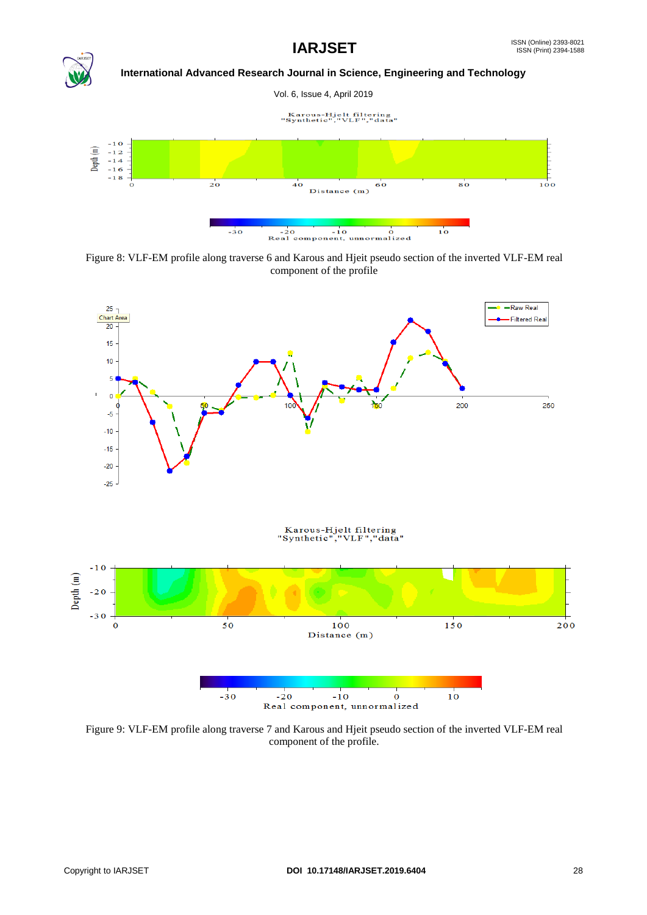Figure 8: VLF-EM profile along traverse 6 and Karous and Hjeit pseudo section of the inverted VLF-EM real component of the profile

Figure 9: VLF-EM profile along traverse 7 and Karous and Hjeit pseudo section of the inverted VLF-EM real component of the profile.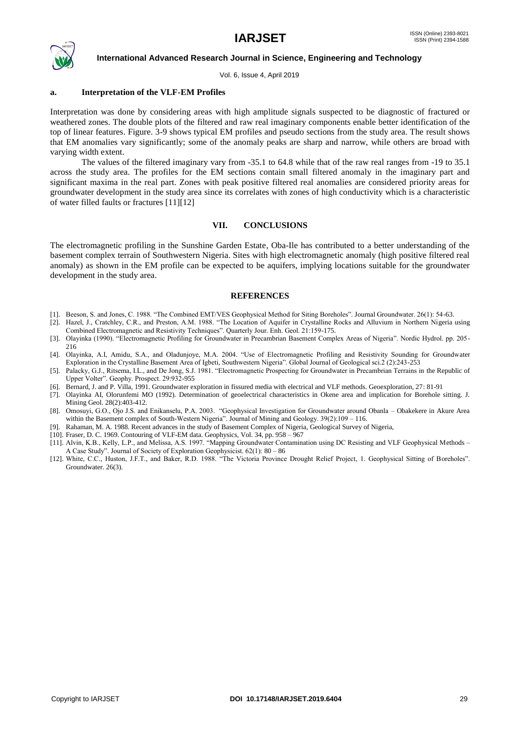### a. Interpretation of the VLF-EM Profiles

Interpretation was done by considering areas with high amplitude signals suspected to be diagnostic of fractured or weathered zones. The double plots of the filtered and raw real imaginary components enable better identification of the top of linear features. Figure. 3-9 shows typical EM profiles and pseudo sections from the study area. The result shows that EM anomalies vary significantly; some of the anomaly peaks are sharp and narrow, while others are broad with varying width extent.

The values of the filtered imaginary vary from -35.1 to 64.8 while that of the raw real ranges from -19 to 35.1 across the study area. The profiles for the EM sections contain small filtered anomaly in the imaginary part and significant maxima in the real part. Zones with peak positive filtered real anomalies are considered priority areas for groundwater development in the study area since its correlates with zones of high conductivity which is a characteristic of water filled faults or fractures [11][12]

## VII. CONCLUSIONS

The electromagnetic profiling in the Sunshine Garden Estate, Oba-Ile has contributed to a better understanding of the basement complex terrain of Southwestern Nigeria. Sites with high electromagnetic anomaly (high positive filtered real anomaly) as shown in the EM profile can be expected to be aquifers, implying locations suitable for the groundwater development in the study area.

## REFERENCES

[1]. Beeson, S. and Jones, C. 1988. "The Combined EMT/VES Geophysical Method for Siting Boreholes". Journal Groundwater. 26(1): 54-63.

[2]. Hazel, J., Cratchley, C.R., and Preston, A.M. 1988. "The Location of Aquifer in Crystalline Rocks and Alluvium in Northern Nigeria using Combined Electromagnetic and Resistivity Techniques". Quarterly Jour. Enh. Geol. 21:159-175.

[3]. Olayinka (1990). "Electromagnetic Profiling for Groundwater in Precambrian Basement Complex Areas of Nigeria". Nordic Hydrol. pp. 205-216

[4]. Olayinka, A.I, Amidu, S.A., and Oladunjoye, M.A. 2004. "Use of Electromagnetic Profiling and Resistivity Sounding for Groundwater Exploration in the Crystalline Basement Area of Igbeti, Southwestern Nigeria". Global Journal of Geological sci.2 (2):243-253

[5]. Palacky, G.J., Ritsema, I.L., and De Jong, S.J. 1981. "Electromagnetic Prospecting for Groundwater in Precambrian Terrains in the Republic of Upper Volter". Geophy. Prospect. 29:932-955

[6]. Bernard, J. and P. Villa, 1991. Groundwater exploration in fissured media with electrical and VLF methods. Geoexploration, 27: 81-91

[7]. Olayinka AI, Olorunfemi MO (1992). Determination of geoelectrical characteristics in Okene area and implication for Borehole sitting. J. Mining Geol. 28(2):403-412.

[8]. Omosuyi, G.O., Ojo J.S. and Enikanselu, P.A. 2003. "Geophysical Investigation for Groundwater around Obanla – Obakekere in Akure Area within the Basement complex of South-Western Nigeria". Journal of Mining and Geology. 39(2):109 – 116.

[9]. Rahaman, M. A. 1988. Recent advances in the study of Basement Complex of Nigeria, Geological Survey of Nigeria,

[10]. Fraser, D. C. 1969. Contouring of VLF-EM data. Geophysics, Vol. 34, pp. 958 – 967

[11]. Alvin, K.B., Kelly, L.P., and Melissa, A.S. 1997. "Mapping Groundwater Contamination using DC Resisting and VLF Geophysical Methods – A Case Study". Journal of Society of Exploration Geophysicist. 62(1): 80 – 86

[12]. White, C.C., Huston, J.F.T., and Baker, R.D. 1988. "The Victoria Province Drought Relief Project, 1. Geophysical Sitting of Boreholes". Groundwater. 26(3).